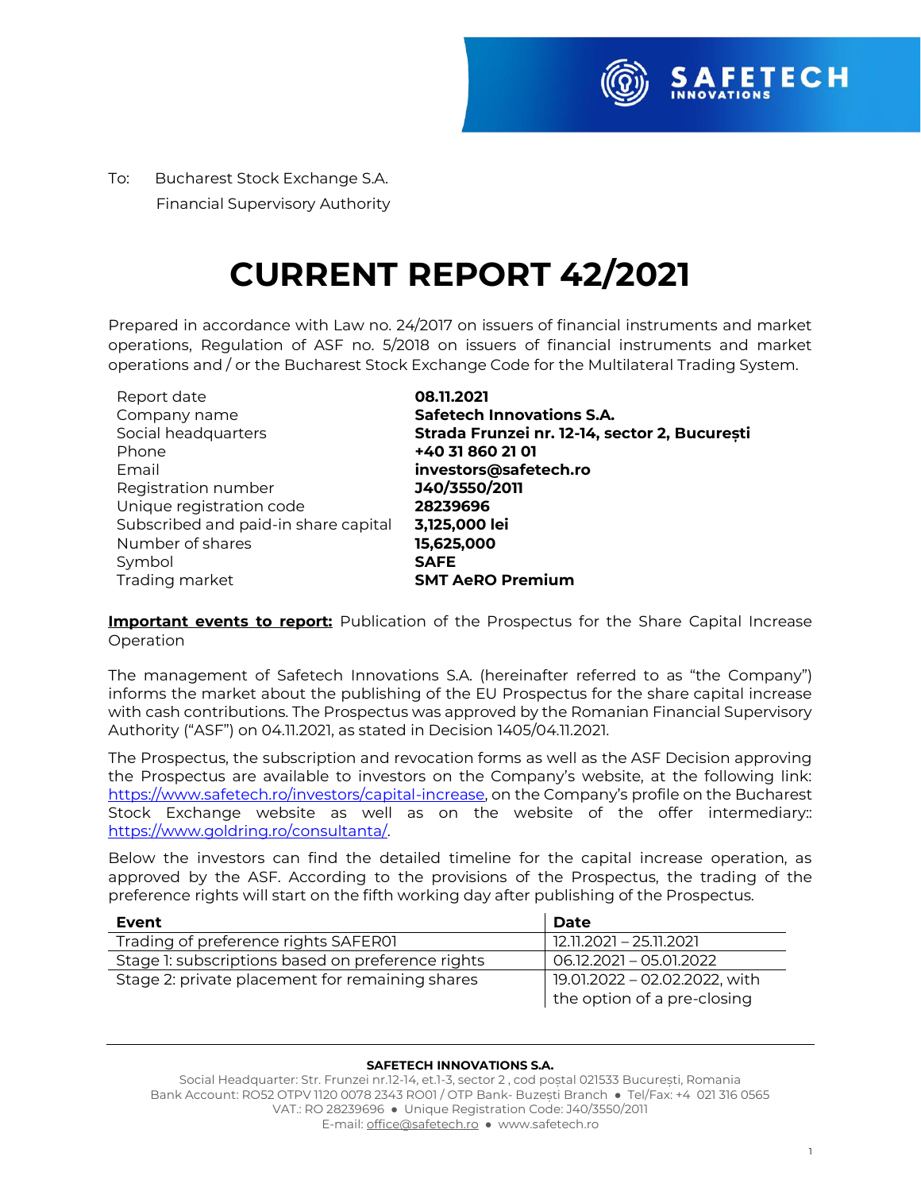To: Bucharest Stock Exchange S.A.
Financial Supervisory Authority

# CURRENT REPORT 42/2021

Prepared in accordance with Law no. 24/2017 on issuers of financial instruments and market operations, Regulation of ASF no. 5/2018 on issuers of financial instruments and market operations and / or the Bucharest Stock Exchange Code for the Multilateral Trading System.

| | |
|---|---|
| Report date | **08.11.2021** |
| Company name | **Safetech Innovations S.A.** |
| Social headquarters | **Strada Frunzei nr. 12-14, sector 2, București** |
| Phone | **+40 31 860 21 01** |
| Email | **investors@safetech.ro** |
| Registration number | **J40/3550/2011** |
| Unique registration code | **28239696** |
| Subscribed and paid-in share capital | **3,125,000 lei** |
| Number of shares | **15,625,000** |
| Symbol | **SAFE** |
| Trading market | **SMT AeRO Premium** |

**Important events to report:** Publication of the Prospectus for the Share Capital Increase Operation

The management of Safetech Innovations S.A. (hereinafter referred to as "the Company") informs the market about the publishing of the EU Prospectus for the share capital increase with cash contributions. The Prospectus was approved by the Romanian Financial Supervisory Authority ("ASF") on 04.11.2021, as stated in Decision 1405/04.11.2021.

The Prospectus, the subscription and revocation forms as well as the ASF Decision approving the Prospectus are available to investors on the Company's website, at the following link: https://www.safetech.ro/investors/capital-increase, on the Company's profile on the Bucharest Stock Exchange website as well as on the website of the offer intermediary:: https://www.goldring.ro/consultanta/.

Below the investors can find the detailed timeline for the capital increase operation, as approved by the ASF. According to the provisions of the Prospectus, the trading of the preference rights will start on the fifth working day after publishing of the Prospectus.

| Event | Date |
|---|---|
| Trading of preference rights SAFER01 | 12.11.2021 – 25.11.2021 |
| Stage 1: subscriptions based on preference rights | 06.12.2021 – 05.01.2022 |
| Stage 2: private placement for remaining shares | 19.01.2022 – 02.02.2022, with the option of a pre-closing |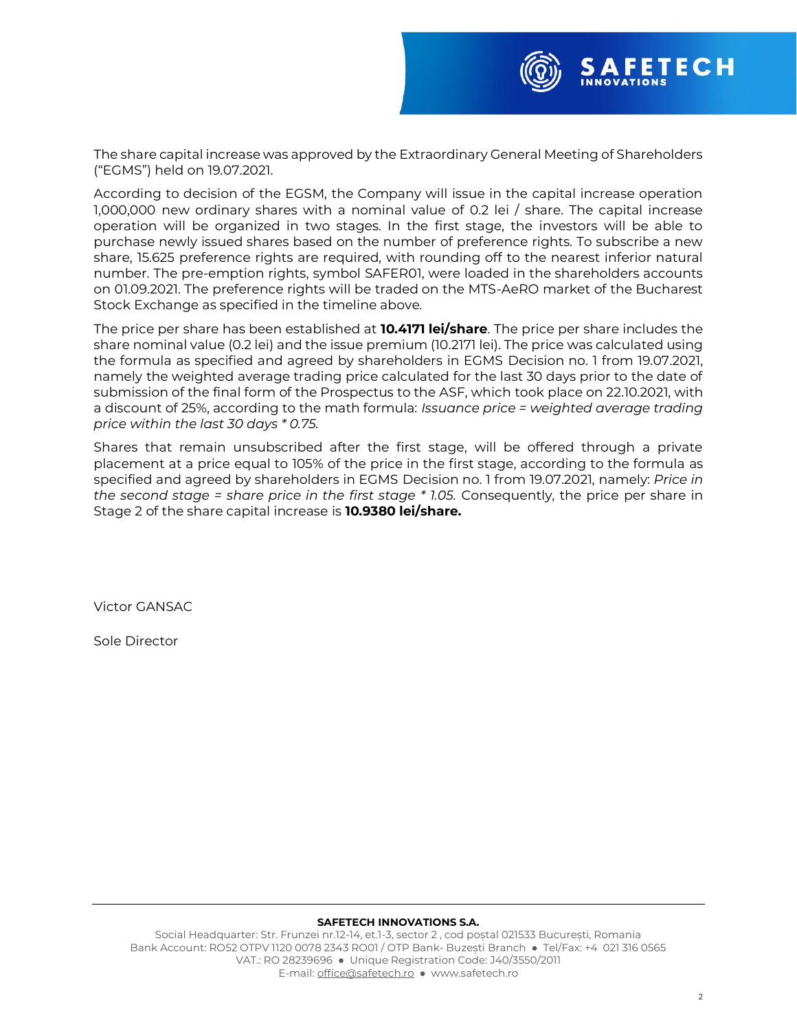The share capital increase was approved by the Extraordinary General Meeting of Shareholders ("EGMS") held on 19.07.2021.

According to decision of the EGSM, the Company will issue in the capital increase operation 1,000,000 new ordinary shares with a nominal value of 0.2 lei / share. The capital increase operation will be organized in two stages. In the first stage, the investors will be able to purchase newly issued shares based on the number of preference rights. To subscribe a new share, 15.625 preference rights are required, with rounding off to the nearest inferior natural number. The pre-emption rights, symbol SAFER01, were loaded in the shareholders accounts on 01.09.2021. The preference rights will be traded on the MTS-AeRO market of the Bucharest Stock Exchange as specified in the timeline above.

The price per share has been established at **10.4171 lei/share**. The price per share includes the share nominal value (0.2 lei) and the issue premium (10.2171 lei). The price was calculated using the formula as specified and agreed by shareholders in EGMS Decision no. 1 from 19.07.2021, namely the weighted average trading price calculated for the last 30 days prior to the date of submission of the final form of the Prospectus to the ASF, which took place on 22.10.2021, with a discount of 25%, according to the math formula: *Issuance price = weighted average trading price within the last 30 days * 0.75.*

Shares that remain unsubscribed after the first stage, will be offered through a private placement at a price equal to 105% of the price in the first stage, according to the formula as specified and agreed by shareholders in EGMS Decision no. 1 from 19.07.2021, namely: *Price in the second stage = share price in the first stage * 1.05.* Consequently, the price per share in Stage 2 of the share capital increase is **10.9380 lei/share.**

Victor GANSAC

Sole Director

**SAFETECH INNOVATIONS S.A.**

Social Headquarter: Str. Frunzei nr.12-14, et.1-3, sector 2 , cod poștal 021533 București, Romania
Bank Account: RO52 OTPV 1120 0078 2343 RO01 / OTP Bank- Buzești Branch ● Tel/Fax: +4 021 316 0565
VAT.: RO 28239696 ● Unique Registration Code: J40/3550/2011
E-mail: office@safetech.ro ● www.safetech.ro